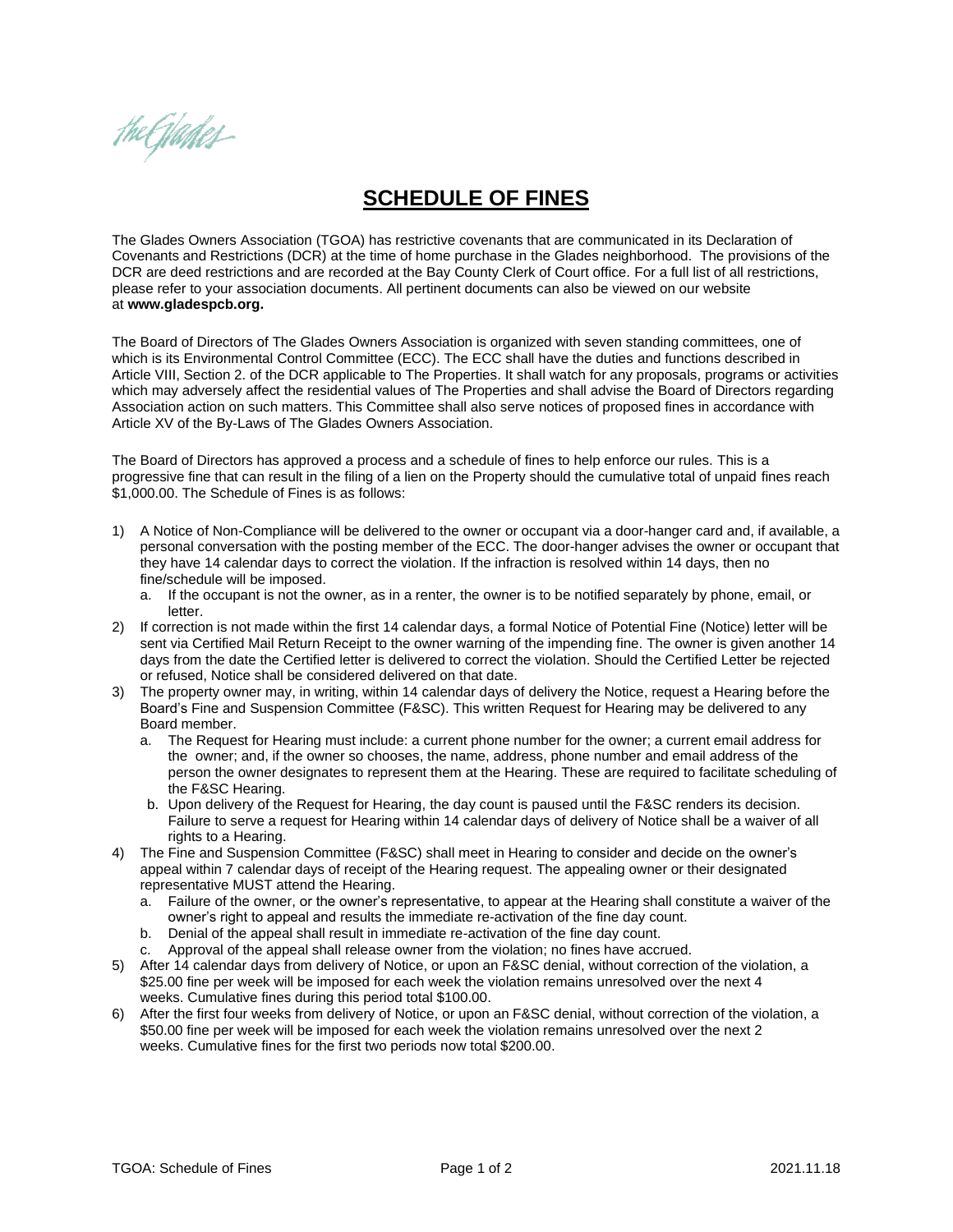# SCHEDULE OF FINES

The Glades Owners Association (TGOA) has restrictive covenants that are communicated in its Declaration of Covenants and Restrictions (DCR) at the time of home purchase in the Glades neighborhood. The provisions of the DCR are deed restrictions and are recorded at the Bay County Clerk of Court office. For a full list of all restrictions, please refer to your association documents. All pertinent documents can also be viewed on our website at **www.gladespcb.org.**

The Board of Directors of The Glades Owners Association is organized with seven standing committees, one of which is its Environmental Control Committee (ECC). The ECC shall have the duties and functions described in Article VIII, Section 2. of the DCR applicable to The Properties. It shall watch for any proposals, programs or activities which may adversely affect the residential values of The Properties and shall advise the Board of Directors regarding Association action on such matters. This Committee shall also serve notices of proposed fines in accordance with Article XV of the By-Laws of The Glades Owners Association.

The Board of Directors has approved a process and a schedule of fines to help enforce our rules. This is a progressive fine that can result in the filing of a lien on the Property should the cumulative total of unpaid fines reach $1,000.00. The Schedule of Fines is as follows:

1) A Notice of Non-Compliance will be delivered to the owner or occupant via a door-hanger card and, if available, a personal conversation with the posting member of the ECC. The door-hanger advises the owner or occupant that they have 14 calendar days to correct the violation. If the infraction is resolved within 14 days, then no fine/schedule will be imposed.
   a. If the occupant is not the owner, as in a renter, the owner is to be notified separately by phone, email, or letter.
2) If correction is not made within the first 14 calendar days, a formal Notice of Potential Fine (Notice) letter will be sent via Certified Mail Return Receipt to the owner warning of the impending fine. The owner is given another 14 days from the date the Certified letter is delivered to correct the violation. Should the Certified Letter be rejected or refused, Notice shall be considered delivered on that date.
3) The property owner may, in writing, within 14 calendar days of delivery the Notice, request a Hearing before the Board's Fine and Suspension Committee (F&SC). This written Request for Hearing may be delivered to any Board member.
   a. The Request for Hearing must include: a current phone number for the owner; a current email address for the owner; and, if the owner so chooses, the name, address, phone number and email address of the person the owner designates to represent them at the Hearing. These are required to facilitate scheduling of the F&SC Hearing.
   b. Upon delivery of the Request for Hearing, the day count is paused until the F&SC renders its decision. Failure to serve a request for Hearing within 14 calendar days of delivery of Notice shall be a waiver of all rights to a Hearing.
4) The Fine and Suspension Committee (F&SC) shall meet in Hearing to consider and decide on the owner's appeal within 7 calendar days of receipt of the Hearing request. The appealing owner or their designated representative MUST attend the Hearing.
   a. Failure of the owner, or the owner's representative, to appear at the Hearing shall constitute a waiver of the owner's right to appeal and results the immediate re-activation of the fine day count.
   b. Denial of the appeal shall result in immediate re-activation of the fine day count.
   c. Approval of the appeal shall release owner from the violation; no fines have accrued.
5) After 14 calendar days from delivery of Notice, or upon an F&SC denial, without correction of the violation, a $25.00 fine per week will be imposed for each week the violation remains unresolved over the next 4 weeks. Cumulative fines during this period total $100.00.
6) After the first four weeks from delivery of Notice, or upon an F&SC denial, without correction of the violation, a $50.00 fine per week will be imposed for each week the violation remains unresolved over the next 2 weeks. Cumulative fines for the first two periods now total $200.00.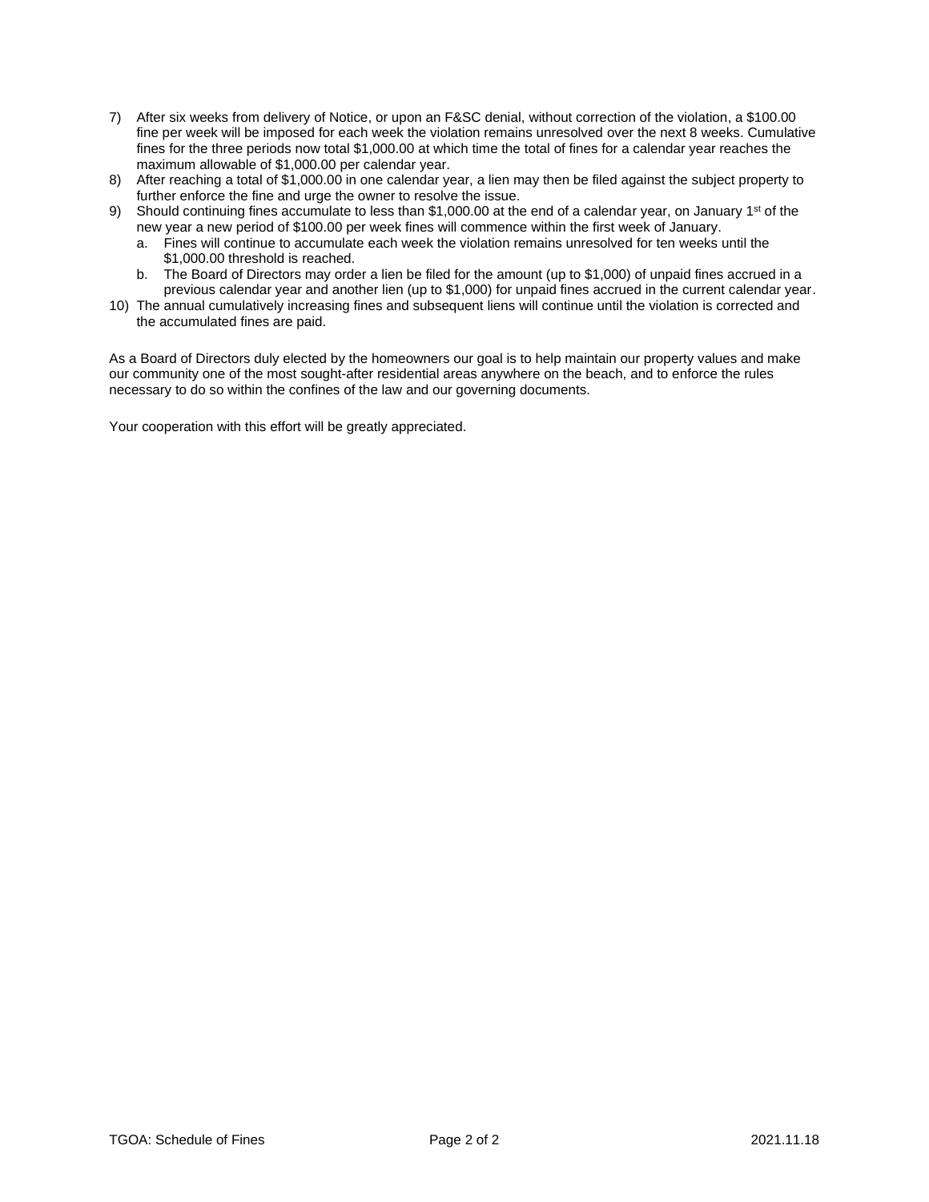7) After six weeks from delivery of Notice, or upon an F&SC denial, without correction of the violation, a $100.00 fine per week will be imposed for each week the violation remains unresolved over the next 8 weeks. Cumulative fines for the three periods now total $1,000.00 at which time the total of fines for a calendar year reaches the maximum allowable of $1,000.00 per calendar year.
8) After reaching a total of $1,000.00 in one calendar year, a lien may then be filed against the subject property to further enforce the fine and urge the owner to resolve the issue.
9) Should continuing fines accumulate to less than $1,000.00 at the end of a calendar year, on January 1st of the new year a new period of $100.00 per week fines will commence within the first week of January.
   a. Fines will continue to accumulate each week the violation remains unresolved for ten weeks until the $1,000.00 threshold is reached.
   b. The Board of Directors may order a lien be filed for the amount (up to $1,000) of unpaid fines accrued in a previous calendar year and another lien (up to $1,000) for unpaid fines accrued in the current calendar year.
10) The annual cumulatively increasing fines and subsequent liens will continue until the violation is corrected and the accumulated fines are paid.

As a Board of Directors duly elected by the homeowners our goal is to help maintain our property values and make our community one of the most sought-after residential areas anywhere on the beach, and to enforce the rules necessary to do so within the confines of the law and our governing documents.

Your cooperation with this effort will be greatly appreciated.